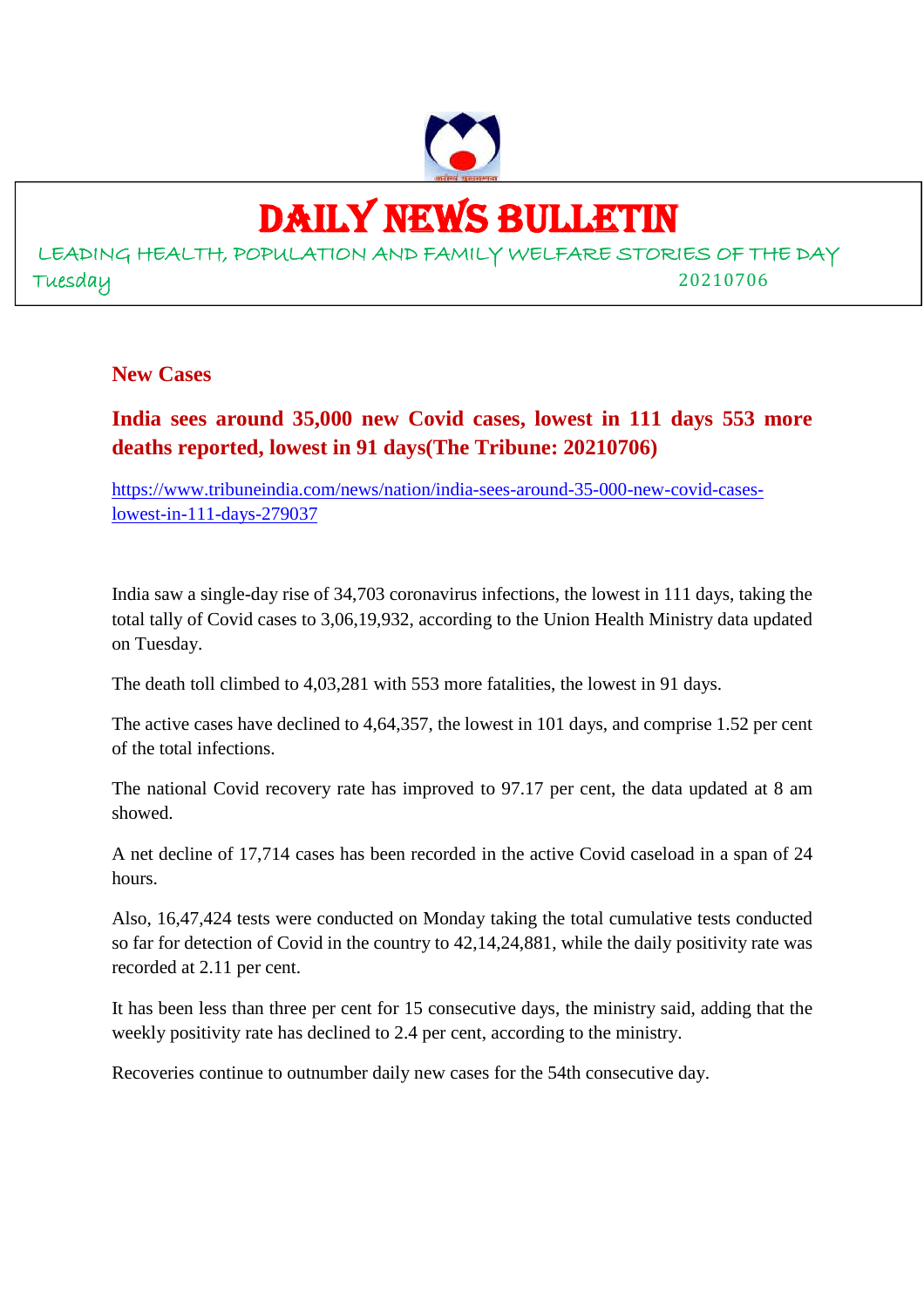# DAILY NEWS BULLETIN

LEADING HEALTH, POPULATION AND FAMILY WELFARE STORIES OF THE DAY

Tuesday 20210706

## New Cases

### India sees around 35,000 new Covid cases, lowest in 111 days 553 more deaths reported, lowest in 91 days(The Tribune: 20210706)

https://www.tribuneindia.com/news/nation/india-sees-around-35-000-new-covid-cases-lowest-in-111-days-279037

India saw a single-day rise of 34,703 coronavirus infections, the lowest in 111 days, taking the total tally of Covid cases to 3,06,19,932, according to the Union Health Ministry data updated on Tuesday.

The death toll climbed to 4,03,281 with 553 more fatalities, the lowest in 91 days.

The active cases have declined to 4,64,357, the lowest in 101 days, and comprise 1.52 per cent of the total infections.

The national Covid recovery rate has improved to 97.17 per cent, the data updated at 8 am showed.

A net decline of 17,714 cases has been recorded in the active Covid caseload in a span of 24 hours.

Also, 16,47,424 tests were conducted on Monday taking the total cumulative tests conducted so far for detection of Covid in the country to 42,14,24,881, while the daily positivity rate was recorded at 2.11 per cent.

It has been less than three per cent for 15 consecutive days, the ministry said, adding that the weekly positivity rate has declined to 2.4 per cent, according to the ministry.

Recoveries continue to outnumber daily new cases for the 54th consecutive day.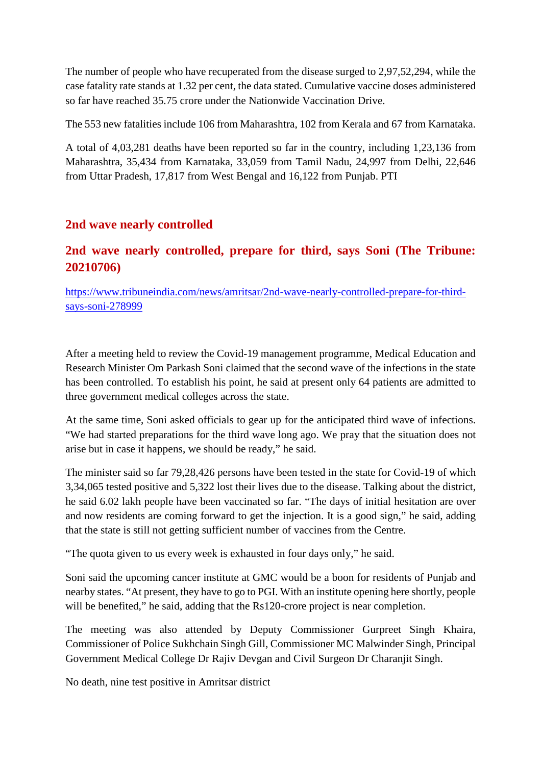The number of people who have recuperated from the disease surged to 2,97,52,294, while the case fatality rate stands at 1.32 per cent, the data stated. Cumulative vaccine doses administered so far have reached 35.75 crore under the Nationwide Vaccination Drive.

The 553 new fatalities include 106 from Maharashtra, 102 from Kerala and 67 from Karnataka.

A total of 4,03,281 deaths have been reported so far in the country, including 1,23,136 from Maharashtra, 35,434 from Karnataka, 33,059 from Tamil Nadu, 24,997 from Delhi, 22,646 from Uttar Pradesh, 17,817 from West Bengal and 16,122 from Punjab. PTI

## 2nd wave nearly controlled

### 2nd wave nearly controlled, prepare for third, says Soni (The Tribune: 20210706)

https://www.tribuneindia.com/news/amritsar/2nd-wave-nearly-controlled-prepare-for-third-says-soni-278999

After a meeting held to review the Covid-19 management programme, Medical Education and Research Minister Om Parkash Soni claimed that the second wave of the infections in the state has been controlled. To establish his point, he said at present only 64 patients are admitted to three government medical colleges across the state.

At the same time, Soni asked officials to gear up for the anticipated third wave of infections. "We had started preparations for the third wave long ago. We pray that the situation does not arise but in case it happens, we should be ready," he said.

The minister said so far 79,28,426 persons have been tested in the state for Covid-19 of which 3,34,065 tested positive and 5,322 lost their lives due to the disease. Talking about the district, he said 6.02 lakh people have been vaccinated so far. "The days of initial hesitation are over and now residents are coming forward to get the injection. It is a good sign," he said, adding that the state is still not getting sufficient number of vaccines from the Centre.

"The quota given to us every week is exhausted in four days only," he said.

Soni said the upcoming cancer institute at GMC would be a boon for residents of Punjab and nearby states. "At present, they have to go to PGI. With an institute opening here shortly, people will be benefited," he said, adding that the Rs120-crore project is near completion.

The meeting was also attended by Deputy Commissioner Gurpreet Singh Khaira, Commissioner of Police Sukhchain Singh Gill, Commissioner MC Malwinder Singh, Principal Government Medical College Dr Rajiv Devgan and Civil Surgeon Dr Charanjit Singh.

No death, nine test positive in Amritsar district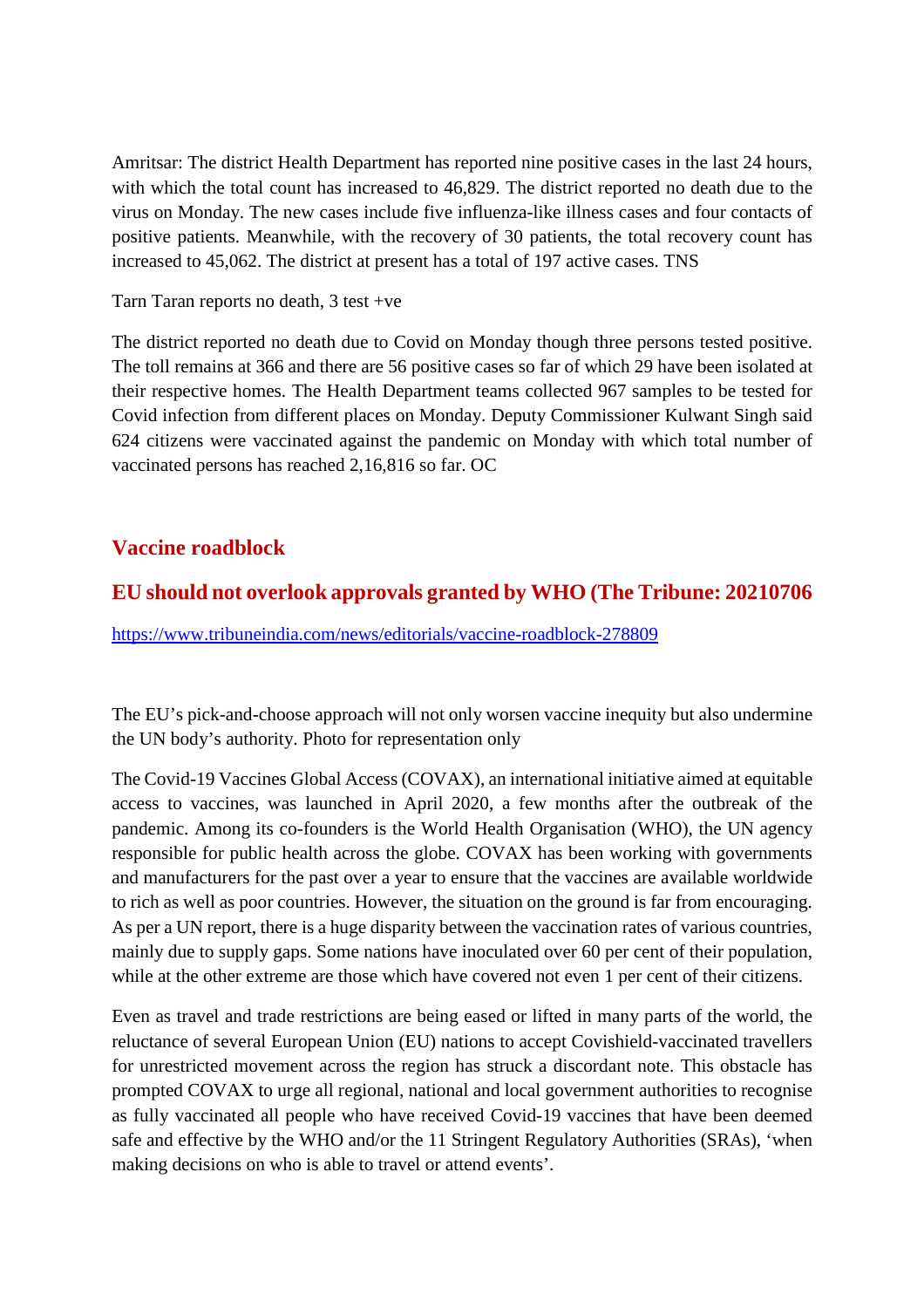Amritsar: The district Health Department has reported nine positive cases in the last 24 hours, with which the total count has increased to 46,829. The district reported no death due to the virus on Monday. The new cases include five influenza-like illness cases and four contacts of positive patients. Meanwhile, with the recovery of 30 patients, the total recovery count has increased to 45,062. The district at present has a total of 197 active cases. TNS

Tarn Taran reports no death, 3 test +ve

The district reported no death due to Covid on Monday though three persons tested positive. The toll remains at 366 and there are 56 positive cases so far of which 29 have been isolated at their respective homes. The Health Department teams collected 967 samples to be tested for Covid infection from different places on Monday. Deputy Commissioner Kulwant Singh said 624 citizens were vaccinated against the pandemic on Monday with which total number of vaccinated persons has reached 2,16,816 so far. OC

## Vaccine roadblock

## EU should not overlook approvals granted by WHO (The Tribune: 20210706

https://www.tribuneindia.com/news/editorials/vaccine-roadblock-278809

The EU's pick-and-choose approach will not only worsen vaccine inequity but also undermine the UN body's authority. Photo for representation only

The Covid-19 Vaccines Global Access (COVAX), an international initiative aimed at equitable access to vaccines, was launched in April 2020, a few months after the outbreak of the pandemic. Among its co-founders is the World Health Organisation (WHO), the UN agency responsible for public health across the globe. COVAX has been working with governments and manufacturers for the past over a year to ensure that the vaccines are available worldwide to rich as well as poor countries. However, the situation on the ground is far from encouraging. As per a UN report, there is a huge disparity between the vaccination rates of various countries, mainly due to supply gaps. Some nations have inoculated over 60 per cent of their population, while at the other extreme are those which have covered not even 1 per cent of their citizens.

Even as travel and trade restrictions are being eased or lifted in many parts of the world, the reluctance of several European Union (EU) nations to accept Covishield-vaccinated travellers for unrestricted movement across the region has struck a discordant note. This obstacle has prompted COVAX to urge all regional, national and local government authorities to recognise as fully vaccinated all people who have received Covid-19 vaccines that have been deemed safe and effective by the WHO and/or the 11 Stringent Regulatory Authorities (SRAs), 'when making decisions on who is able to travel or attend events'.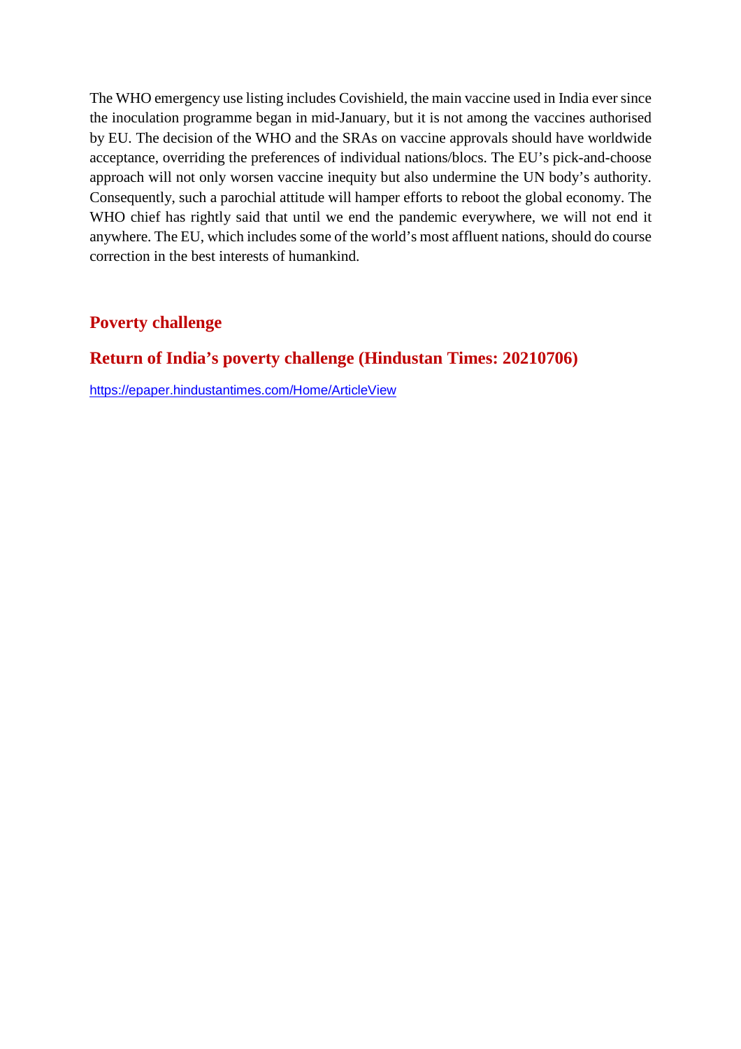The WHO emergency use listing includes Covishield, the main vaccine used in India ever since the inoculation programme began in mid-January, but it is not among the vaccines authorised by EU. The decision of the WHO and the SRAs on vaccine approvals should have worldwide acceptance, overriding the preferences of individual nations/blocs. The EU's pick-and-choose approach will not only worsen vaccine inequity but also undermine the UN body's authority. Consequently, such a parochial attitude will hamper efforts to reboot the global economy. The WHO chief has rightly said that until we end the pandemic everywhere, we will not end it anywhere. The EU, which includes some of the world's most affluent nations, should do course correction in the best interests of humankind.

## Poverty challenge

## Return of India's poverty challenge (Hindustan Times: 20210706)

https://epaper.hindustantimes.com/Home/ArticleView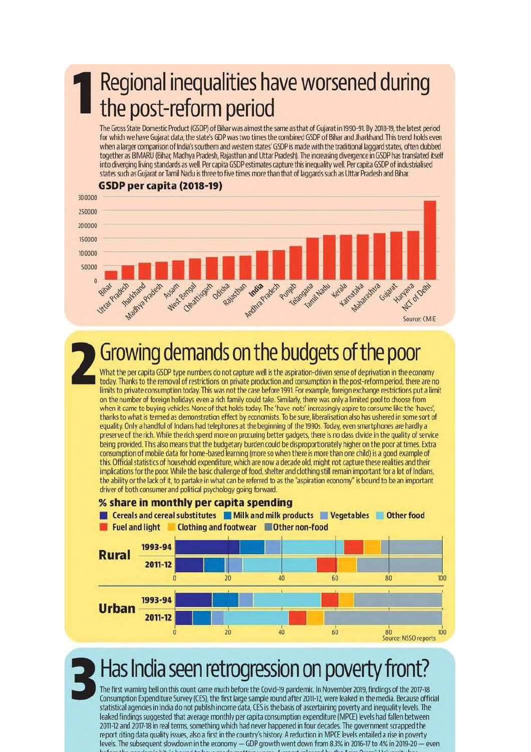# 1 Regional inequalities have worsened during the post-reform period

The Gross State Domestic Product (GSDP) of Bihar was almost the same as that of Gujarat in 1990-91. By 2018-19, the latest period for which we have Gujarat data, the state's GDP was two times the combined GSDP of Bihar and Jharkhand. This trend holds even when a larger comparison of India's southern and western states' GSDP is made with the traditional laggard states, often dubbed together as BIMARU (Bihar, Madhya Pradesh, Rajasthan and Uttar Pradesh). The increasing divergence in GSDP has translated itself into diverging living standards as well. Per capita GSDP estimates capture this inequality well. Per capita GSDP of industrialised states such as Gujarat or Tamil Nadu is three to five times more than that of laggards such as Uttar Pradesh and Bihar.

**GSDP per capita (2018-19)**

Bar chart (y-axis 0 to 300000), states in ascending order: Bihar, Uttar Pradesh, Jharkhand, Madhya Pradesh, Assam, West Bengal, Chhattisgarh, Odisha, Rajasthan, **India**, Andhra Pradesh, Punjab, Telangana, Tamil Nadu, Kerala, Karnataka, Maharashtra, Gujarat, Haryana, NCT of Delhi

Source: CMIE

# 2 Growing demands on the budgets of the poor

What the per capita GSDP type numbers do not capture well is the aspiration-driven sense of deprivation in the economy today. Thanks to the removal of restrictions on private production and consumption in the post-reform period, there are no limits to private consumption today. This was not the case before 1991. For example, foreign exchange restrictions put a limit on the number of foreign holidays even a rich family could take. Similarly, there was only a limited pool to choose from when it came to buying vehicles. None of that holds today. The 'have nots' increasingly aspire to consume like the 'haves', thanks to what is termed as demonstration effect by economists. To be sure, liberalisation also has ushered in some sort of equality. Only a handful of Indians had telephones at the beginning of the 1990s. Today, even smartphones are hardly a preserve of the rich. While the rich spend more on procuring better gadgets, there is no class divide in the quality of service being provided. This also means that the budgetary burden could be disproportionately higher on the poor at times. Extra consumption of mobile data for home-based learning (more so when there is more than one child) is a good example of this. Official statistics of household expenditure, which are now a decade old, might not capture these realities and their implications for the poor. While the basic challenge of food, shelter and clothing still remain important for a lot of Indians, the ability or the lack of it, to partake in what can be referred to as the "aspiration economy" is bound to be an important driver of both consumer and political psychology going forward.

**% share in monthly per capita spending**

Legend: Cereals and cereal substitutes; Milk and milk products; Vegetables; Other food; Fuel and light; Clothing and footwear; Other non-food

Stacked bar chart (0 to 100): Rural 1993-94, Rural 2011-12, Urban 1993-94, Urban 2011-12

Source: NSSO reports

# 3 Has India seen retrogression on poverty front?

The first warning bell on this count came much before the Covid-19 pandemic. In November 2019, findings of the 2017-18 Consumption Expenditure Survey (CES), the first large sample round after 2011-12, were leaked in the media. Because official statistical agencies in India do not publish income data, CES is the basis of ascertaining poverty and inequality levels. The leaked findings suggested that average monthly per capita consumption expenditure (MPCE) levels had fallen between 2011-12 and 2017-18 in real terms, something which had never happened in four decades. The government scrapped the report citing data quality issues, also a first in the country's history. A reduction in MPCE levels entailed a rise in poverty levels. The subsequent slowdown in the economy — GDP growth went down from 8.3% in 2016-17 to 4% in 2019-20 — even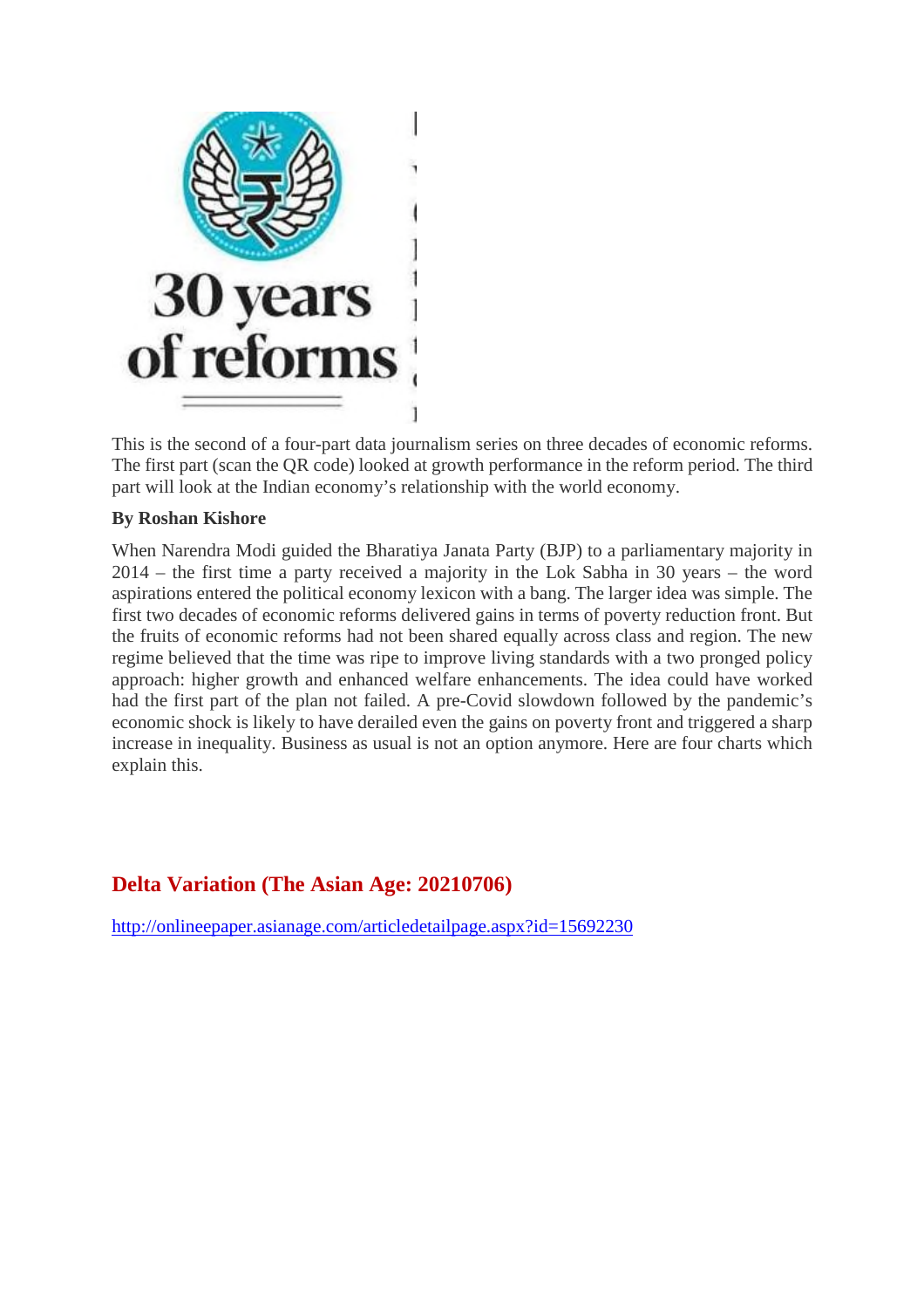30 years of reforms

This is the second of a four-part data journalism series on three decades of economic reforms. The first part (scan the QR code) looked at growth performance in the reform period. The third part will look at the Indian economy's relationship with the world economy.

**By Roshan Kishore**

When Narendra Modi guided the Bharatiya Janata Party (BJP) to a parliamentary majority in 2014 – the first time a party received a majority in the Lok Sabha in 30 years – the word aspirations entered the political economy lexicon with a bang. The larger idea was simple. The first two decades of economic reforms delivered gains in terms of poverty reduction front. But the fruits of economic reforms had not been shared equally across class and region. The new regime believed that the time was ripe to improve living standards with a two pronged policy approach: higher growth and enhanced welfare enhancements. The idea could have worked had the first part of the plan not failed. A pre-Covid slowdown followed by the pandemic's economic shock is likely to have derailed even the gains on poverty front and triggered a sharp increase in inequality. Business as usual is not an option anymore. Here are four charts which explain this.

## Delta Variation (The Asian Age: 20210706)

http://onlineepaper.asianage.com/articledetailpage.aspx?id=15692230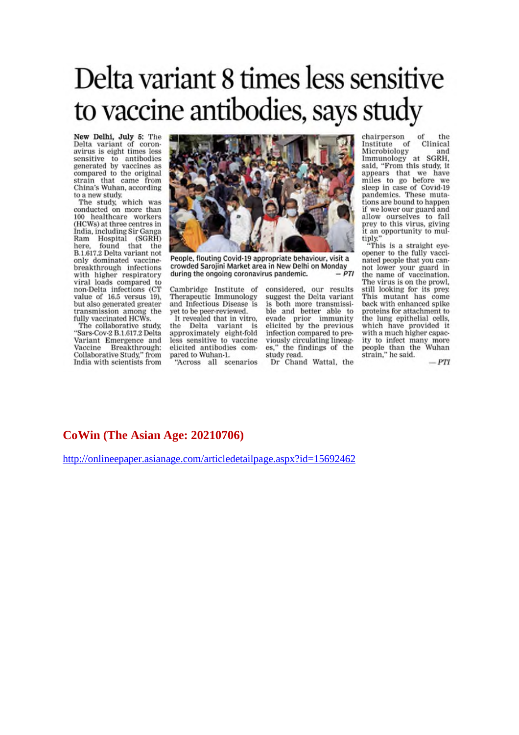# Delta variant 8 times less sensitive to vaccine antibodies, says study

**New Delhi, July 5:** The Delta variant of coronavirus is eight times less sensitive to antibodies generated by vaccines as compared to the original strain that came from China's Wuhan, according to a new study.

The study, which was conducted on more than 100 healthcare workers (HCWs) at three centres in India, including Sir Ganga Ram Hospital (SGRH) here, found that the B.1.617.2 Delta variant not only dominated vaccine-breakthrough infections with higher respiratory viral loads compared to non-Delta infections (CT value of 16.5 versus 19), but also generated greater transmission among the fully vaccinated HCWs.

The collaborative study, "Sars-Cov-2 B.1.617.2 Delta Variant Emergence and Vaccine Breakthrough: Collaborative Study," from India with scientists from Cambridge Institute of Therapeutic Immunology and Infectious Disease is yet to be peer-reviewed.

It revealed that in vitro, the Delta variant is approximately eight-fold less sensitive to vaccine elicited antibodies compared to Wuhan-1.

"Across all scenarios considered, our results suggest the Delta variant is both more transmissible and better able to evade prior immunity elicited by the previous infection compared to previously circulating lineages," the findings of the study read.

Dr Chand Wattal, the chairperson of the Institute of Clinical Microbiology and Immunology at SGRH, said, "From this study, it appears that we have miles to go before we sleep in case of Covid-19 pandemics. These mutations are bound to happen if we lower our guard and allow ourselves to fall prey to this virus, giving it an opportunity to multiply."

"This is a straight eye-opener to the fully vaccinated people that you cannot lower your guard in the name of vaccination. The virus is on the prowl, still looking for its prey. This mutant has come back with enhanced spike proteins for attachment to the lung epithelial cells, which have provided it with a much higher capacity to infect many more people than the Wuhan strain," he said.

*— PTI*

People, flouting Covid-19 appropriate behaviour, visit a crowded Sarojini Market area in New Delhi on Monday during the ongoing coronavirus pandemic. *— PTI*

## CoWin (The Asian Age: 20210706)

http://onlineepaper.asianage.com/articledetailpage.aspx?id=15692462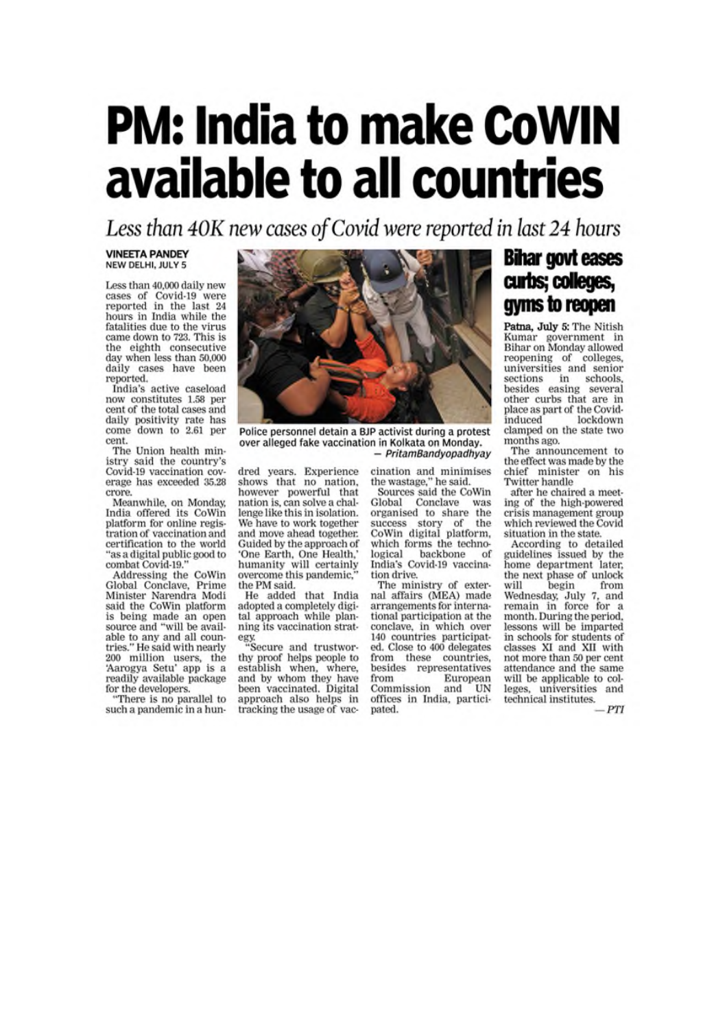# PM: India to make CoWIN available to all countries

*Less than 40K new cases of Covid were reported in last 24 hours*

**VINEETA PANDEY**
NEW DELHI, JULY 5

Less than 40,000 daily new cases of Covid-19 were reported in the last 24 hours in India while the fatalities due to the virus came down to 723. This is the eighth consecutive day when less than 50,000 daily cases have been reported.

India's active caseload now constitutes 1.58 per cent of the total cases and daily positivity rate has come down to 2.61 per cent.

The Union health ministry said the country's Covid-19 vaccination coverage has exceeded 35.28 crore.

Meanwhile, on Monday, India offered its CoWin platform for online registration of vaccination and certification to the world "as a digital public good to combat Covid-19."

Addressing the CoWin Global Conclave, Prime Minister Narendra Modi said the CoWin platform is being made an open source and "will be available to any and all countries." He said with nearly 200 million users, the 'Aarogya Setu' app is a readily available package for the developers.

"There is no parallel to such a pandemic in a hundred years. Experience shows that no nation, however powerful that nation is, can solve a challenge like this in isolation. We have to work together and move ahead together. Guided by the approach of 'One Earth, One Health,' humanity will certainly overcome this pandemic," the PM said.

He added that India adopted a completely digital approach while planning its vaccination strategy.

"Secure and trustworthy proof helps people to establish when, where, and by whom they have been vaccinated. Digital approach also helps in tracking the usage of vaccination and minimises the wastage," he said.

Sources said the CoWin Global Conclave was organised to share the success story of the CoWin digital platform, which forms the technological backbone of India's Covid-19 vaccination drive.

The ministry of external affairs (MEA) made arrangements for international participation at the conclave, in which over 140 countries participated. Close to 400 delegates from these countries, besides representatives from European Commission and UN offices in India, participated.

Police personnel detain a BJP activist during a protest over alleged fake vaccination in Kolkata on Monday.
— PritamBandyopadhyay

## Bihar govt eases curbs; colleges, gyms to reopen

**Patna, July 5:** The Nitish Kumar government in Bihar on Monday allowed reopening of colleges, universities and senior sections in schools, besides easing several other curbs that are in place as part of the Covid-induced lockdown clamped on the state two months ago.

The announcement to the effect was made by the chief minister on his Twitter handle after he chaired a meeting of the high-powered crisis management group which reviewed the Covid situation in the state.

According to detailed guidelines issued by the home department later, the next phase of unlock will begin from Wednesday, July 7, and remain in force for a month. During the period, lessons will be imparted in schools for students of classes XI and XII with not more than 50 per cent attendance and the same will be applicable to colleges, universities and technical institutes.

— PTI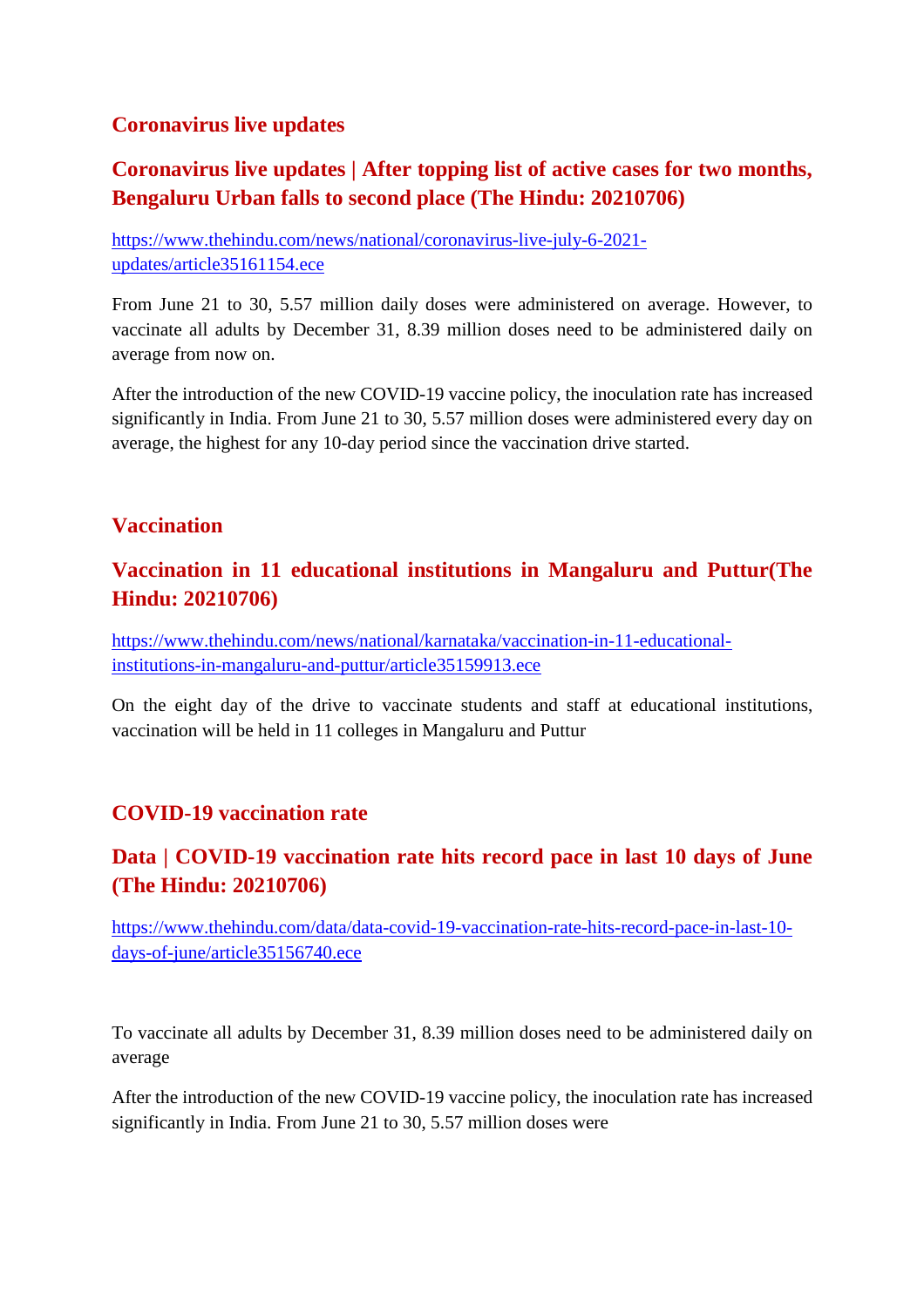## Coronavirus live updates

### Coronavirus live updates | After topping list of active cases for two months, Bengaluru Urban falls to second place (The Hindu: 20210706)

https://www.thehindu.com/news/national/coronavirus-live-july-6-2021-updates/article35161154.ece

From June 21 to 30, 5.57 million daily doses were administered on average. However, to vaccinate all adults by December 31, 8.39 million doses need to be administered daily on average from now on.

After the introduction of the new COVID-19 vaccine policy, the inoculation rate has increased significantly in India. From June 21 to 30, 5.57 million doses were administered every day on average, the highest for any 10-day period since the vaccination drive started.

## Vaccination

### Vaccination in 11 educational institutions in Mangaluru and Puttur(The Hindu: 20210706)

https://www.thehindu.com/news/national/karnataka/vaccination-in-11-educational-institutions-in-mangaluru-and-puttur/article35159913.ece

On the eight day of the drive to vaccinate students and staff at educational institutions, vaccination will be held in 11 colleges in Mangaluru and Puttur

## COVID-19 vaccination rate

### Data | COVID-19 vaccination rate hits record pace in last 10 days of June (The Hindu: 20210706)

https://www.thehindu.com/data/data-covid-19-vaccination-rate-hits-record-pace-in-last-10-days-of-june/article35156740.ece

To vaccinate all adults by December 31, 8.39 million doses need to be administered daily on average

After the introduction of the new COVID-19 vaccine policy, the inoculation rate has increased significantly in India. From June 21 to 30, 5.57 million doses were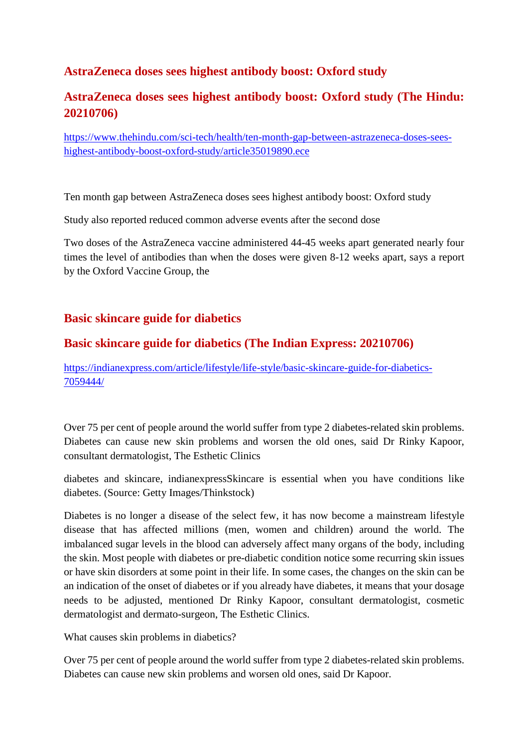## AstraZeneca doses sees highest antibody boost: Oxford study

## AstraZeneca doses sees highest antibody boost: Oxford study (The Hindu: 20210706)

https://www.thehindu.com/sci-tech/health/ten-month-gap-between-astrazeneca-doses-sees-highest-antibody-boost-oxford-study/article35019890.ece

Ten month gap between AstraZeneca doses sees highest antibody boost: Oxford study

Study also reported reduced common adverse events after the second dose

Two doses of the AstraZeneca vaccine administered 44-45 weeks apart generated nearly four times the level of antibodies than when the doses were given 8-12 weeks apart, says a report by the Oxford Vaccine Group, the

## Basic skincare guide for diabetics

## Basic skincare guide for diabetics (The Indian Express: 20210706)

https://indianexpress.com/article/lifestyle/life-style/basic-skincare-guide-for-diabetics-7059444/

Over 75 per cent of people around the world suffer from type 2 diabetes-related skin problems. Diabetes can cause new skin problems and worsen the old ones, said Dr Rinky Kapoor, consultant dermatologist, The Esthetic Clinics

diabetes and skincare, indianexpressSkincare is essential when you have conditions like diabetes. (Source: Getty Images/Thinkstock)

Diabetes is no longer a disease of the select few, it has now become a mainstream lifestyle disease that has affected millions (men, women and children) around the world. The imbalanced sugar levels in the blood can adversely affect many organs of the body, including the skin. Most people with diabetes or pre-diabetic condition notice some recurring skin issues or have skin disorders at some point in their life. In some cases, the changes on the skin can be an indication of the onset of diabetes or if you already have diabetes, it means that your dosage needs to be adjusted, mentioned Dr Rinky Kapoor, consultant dermatologist, cosmetic dermatologist and dermato-surgeon, The Esthetic Clinics.

What causes skin problems in diabetics?

Over 75 per cent of people around the world suffer from type 2 diabetes-related skin problems. Diabetes can cause new skin problems and worsen old ones, said Dr Kapoor.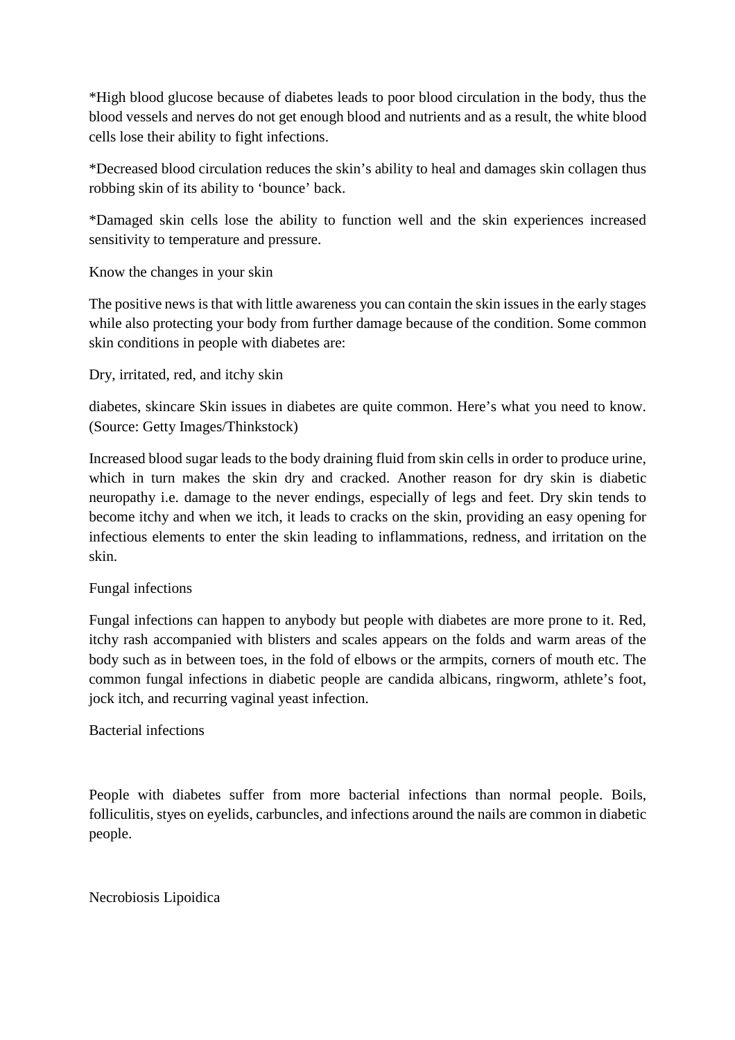*High blood glucose because of diabetes leads to poor blood circulation in the body, thus the blood vessels and nerves do not get enough blood and nutrients and as a result, the white blood cells lose their ability to fight infections.

*Decreased blood circulation reduces the skin's ability to heal and damages skin collagen thus robbing skin of its ability to 'bounce' back.

*Damaged skin cells lose the ability to function well and the skin experiences increased sensitivity to temperature and pressure.

## Know the changes in your skin

The positive news is that with little awareness you can contain the skin issues in the early stages while also protecting your body from further damage because of the condition. Some common skin conditions in people with diabetes are:

### Dry, irritated, red, and itchy skin

diabetes, skincare Skin issues in diabetes are quite common. Here's what you need to know. (Source: Getty Images/Thinkstock)

Increased blood sugar leads to the body draining fluid from skin cells in order to produce urine, which in turn makes the skin dry and cracked. Another reason for dry skin is diabetic neuropathy i.e. damage to the never endings, especially of legs and feet. Dry skin tends to become itchy and when we itch, it leads to cracks on the skin, providing an easy opening for infectious elements to enter the skin leading to inflammations, redness, and irritation on the skin.

### Fungal infections

Fungal infections can happen to anybody but people with diabetes are more prone to it. Red, itchy rash accompanied with blisters and scales appears on the folds and warm areas of the body such as in between toes, in the fold of elbows or the armpits, corners of mouth etc. The common fungal infections in diabetic people are candida albicans, ringworm, athlete's foot, jock itch, and recurring vaginal yeast infection.

### Bacterial infections

People with diabetes suffer from more bacterial infections than normal people. Boils, folliculitis, styes on eyelids, carbuncles, and infections around the nails are common in diabetic people.

### Necrobiosis Lipoidica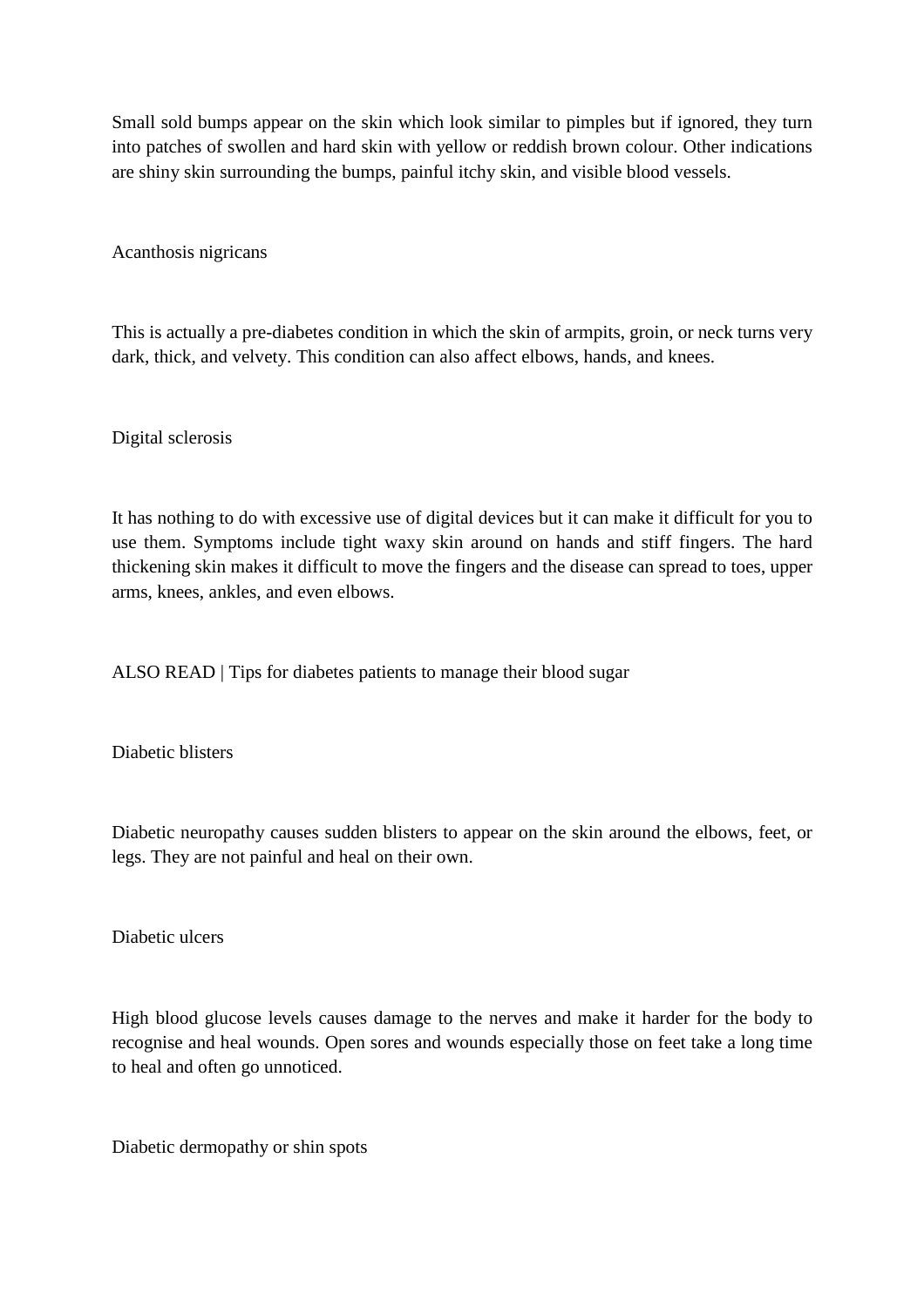Small sold bumps appear on the skin which look similar to pimples but if ignored, they turn into patches of swollen and hard skin with yellow or reddish brown colour. Other indications are shiny skin surrounding the bumps, painful itchy skin, and visible blood vessels.

## Acanthosis nigricans

This is actually a pre-diabetes condition in which the skin of armpits, groin, or neck turns very dark, thick, and velvety. This condition can also affect elbows, hands, and knees.

## Digital sclerosis

It has nothing to do with excessive use of digital devices but it can make it difficult for you to use them. Symptoms include tight waxy skin around on hands and stiff fingers. The hard thickening skin makes it difficult to move the fingers and the disease can spread to toes, upper arms, knees, ankles, and even elbows.

ALSO READ | Tips for diabetes patients to manage their blood sugar

## Diabetic blisters

Diabetic neuropathy causes sudden blisters to appear on the skin around the elbows, feet, or legs. They are not painful and heal on their own.

## Diabetic ulcers

High blood glucose levels causes damage to the nerves and make it harder for the body to recognise and heal wounds. Open sores and wounds especially those on feet take a long time to heal and often go unnoticed.

## Diabetic dermopathy or shin spots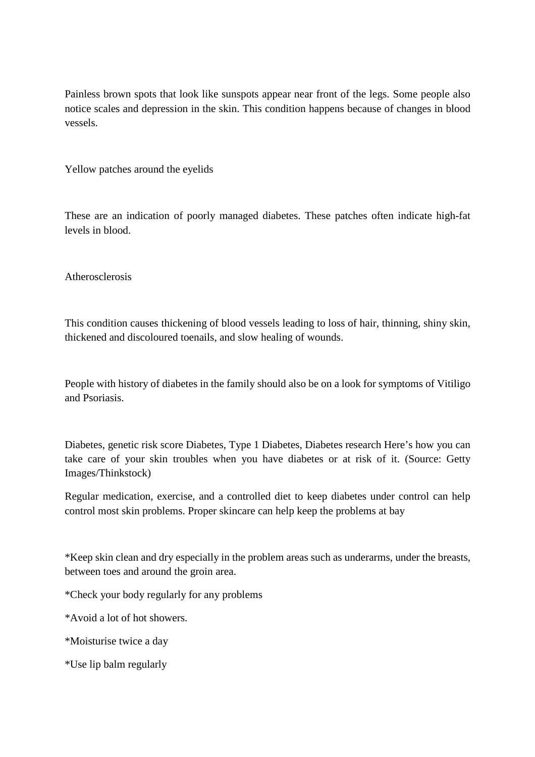Painless brown spots that look like sunspots appear near front of the legs. Some people also notice scales and depression in the skin. This condition happens because of changes in blood vessels.

Yellow patches around the eyelids

These are an indication of poorly managed diabetes. These patches often indicate high-fat levels in blood.

Atherosclerosis

This condition causes thickening of blood vessels leading to loss of hair, thinning, shiny skin, thickened and discoloured toenails, and slow healing of wounds.

People with history of diabetes in the family should also be on a look for symptoms of Vitiligo and Psoriasis.

Diabetes, genetic risk score Diabetes, Type 1 Diabetes, Diabetes research Here's how you can take care of your skin troubles when you have diabetes or at risk of it. (Source: Getty Images/Thinkstock)

Regular medication, exercise, and a controlled diet to keep diabetes under control can help control most skin problems. Proper skincare can help keep the problems at bay

*Keep skin clean and dry especially in the problem areas such as underarms, under the breasts, between toes and around the groin area.

*Check your body regularly for any problems

*Avoid a lot of hot showers.

*Moisturise twice a day

*Use lip balm regularly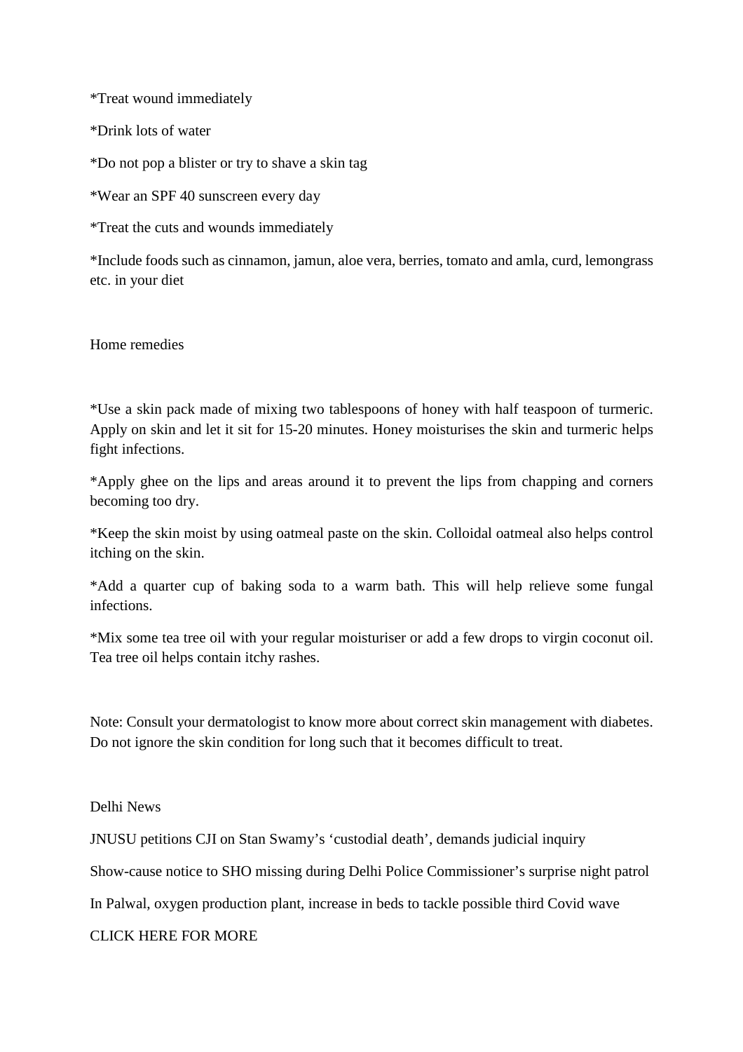*Treat wound immediately

*Drink lots of water

*Do not pop a blister or try to shave a skin tag

*Wear an SPF 40 sunscreen every day

*Treat the cuts and wounds immediately

*Include foods such as cinnamon, jamun, aloe vera, berries, tomato and amla, curd, lemongrass etc. in your diet

Home remedies

*Use a skin pack made of mixing two tablespoons of honey with half teaspoon of turmeric. Apply on skin and let it sit for 15-20 minutes. Honey moisturises the skin and turmeric helps fight infections.

*Apply ghee on the lips and areas around it to prevent the lips from chapping and corners becoming too dry.

*Keep the skin moist by using oatmeal paste on the skin. Colloidal oatmeal also helps control itching on the skin.

*Add a quarter cup of baking soda to a warm bath. This will help relieve some fungal infections.

*Mix some tea tree oil with your regular moisturiser or add a few drops to virgin coconut oil. Tea tree oil helps contain itchy rashes.

Note: Consult your dermatologist to know more about correct skin management with diabetes. Do not ignore the skin condition for long such that it becomes difficult to treat.

Delhi News

JNUSU petitions CJI on Stan Swamy's 'custodial death', demands judicial inquiry

Show-cause notice to SHO missing during Delhi Police Commissioner's surprise night patrol

In Palwal, oxygen production plant, increase in beds to tackle possible third Covid wave

CLICK HERE FOR MORE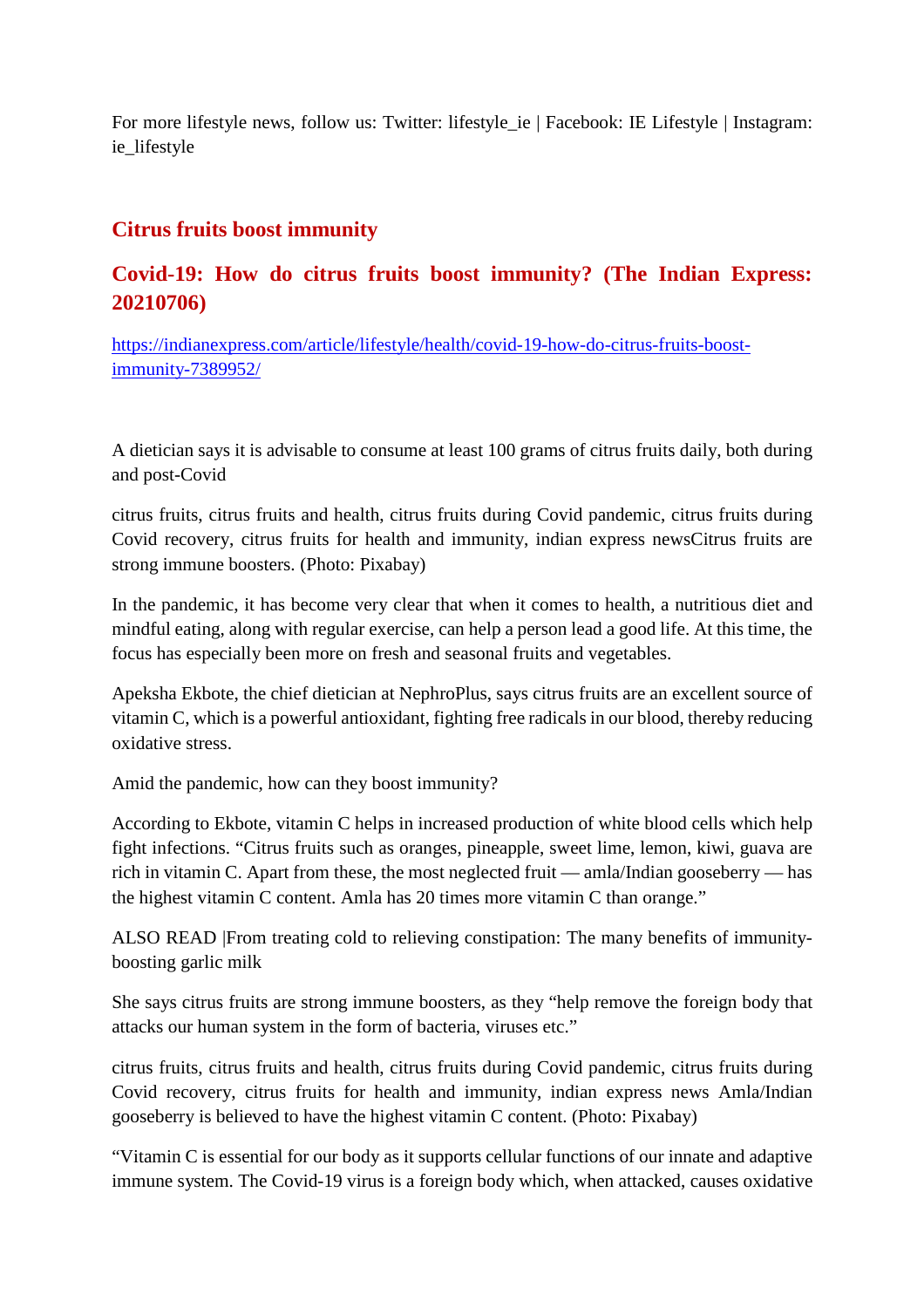For more lifestyle news, follow us: Twitter: lifestyle_ie | Facebook: IE Lifestyle | Instagram: ie_lifestyle

## Citrus fruits boost immunity

## Covid-19: How do citrus fruits boost immunity? (The Indian Express: 20210706)

https://indianexpress.com/article/lifestyle/health/covid-19-how-do-citrus-fruits-boost-immunity-7389952/

A dietician says it is advisable to consume at least 100 grams of citrus fruits daily, both during and post-Covid

citrus fruits, citrus fruits and health, citrus fruits during Covid pandemic, citrus fruits during Covid recovery, citrus fruits for health and immunity, indian express newsCitrus fruits are strong immune boosters. (Photo: Pixabay)

In the pandemic, it has become very clear that when it comes to health, a nutritious diet and mindful eating, along with regular exercise, can help a person lead a good life. At this time, the focus has especially been more on fresh and seasonal fruits and vegetables.

Apeksha Ekbote, the chief dietician at NephroPlus, says citrus fruits are an excellent source of vitamin C, which is a powerful antioxidant, fighting free radicals in our blood, thereby reducing oxidative stress.

Amid the pandemic, how can they boost immunity?

According to Ekbote, vitamin C helps in increased production of white blood cells which help fight infections. "Citrus fruits such as oranges, pineapple, sweet lime, lemon, kiwi, guava are rich in vitamin C. Apart from these, the most neglected fruit — amla/Indian gooseberry — has the highest vitamin C content. Amla has 20 times more vitamin C than orange."

ALSO READ |From treating cold to relieving constipation: The many benefits of immunity-boosting garlic milk

She says citrus fruits are strong immune boosters, as they "help remove the foreign body that attacks our human system in the form of bacteria, viruses etc."

citrus fruits, citrus fruits and health, citrus fruits during Covid pandemic, citrus fruits during Covid recovery, citrus fruits for health and immunity, indian express news Amla/Indian gooseberry is believed to have the highest vitamin C content. (Photo: Pixabay)

"Vitamin C is essential for our body as it supports cellular functions of our innate and adaptive immune system. The Covid-19 virus is a foreign body which, when attacked, causes oxidative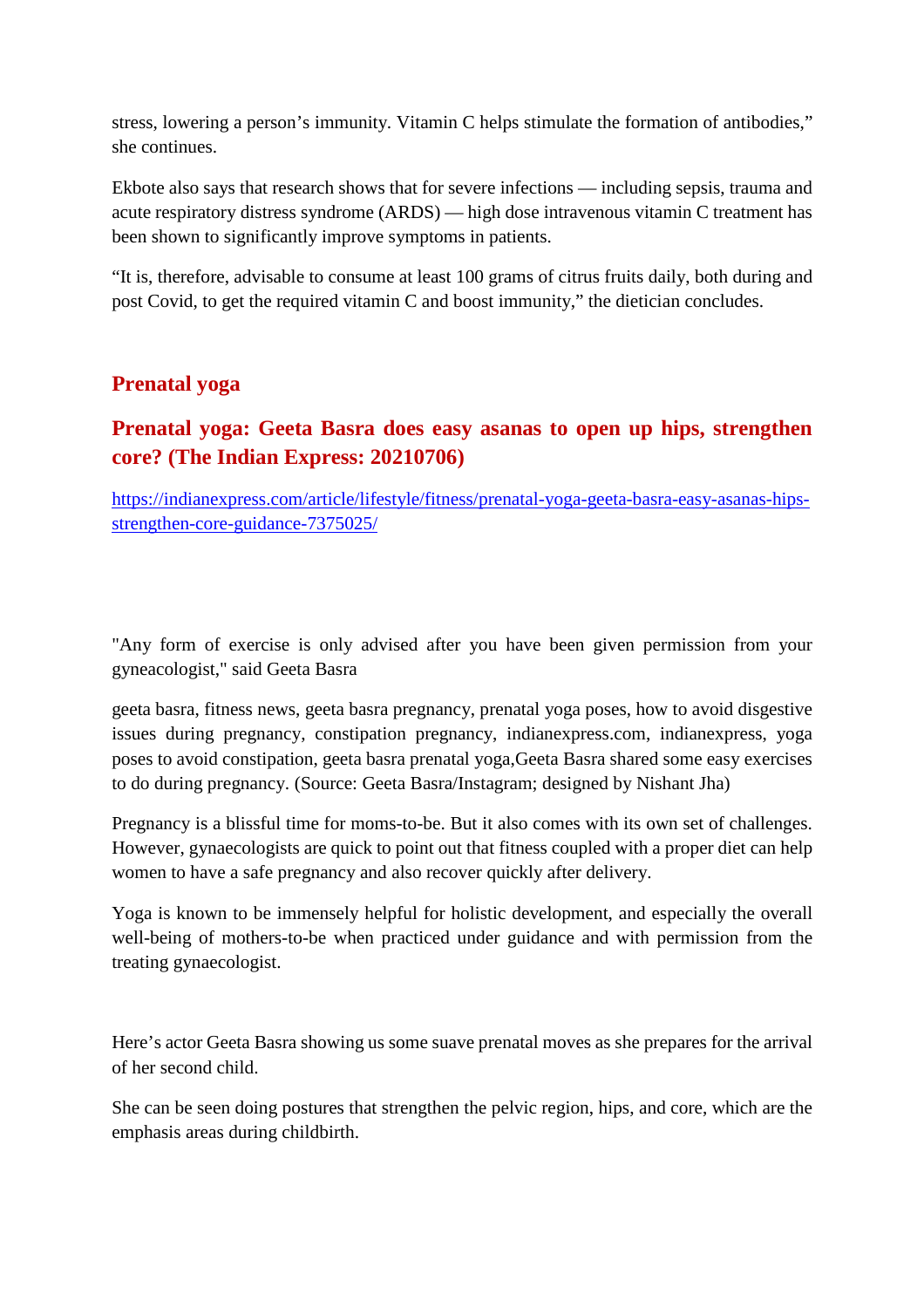stress, lowering a person’s immunity. Vitamin C helps stimulate the formation of antibodies,” she continues.

Ekbote also says that research shows that for severe infections — including sepsis, trauma and acute respiratory distress syndrome (ARDS) — high dose intravenous vitamin C treatment has been shown to significantly improve symptoms in patients.

“It is, therefore, advisable to consume at least 100 grams of citrus fruits daily, both during and post Covid, to get the required vitamin C and boost immunity,” the dietician concludes.

## Prenatal yoga

### Prenatal yoga: Geeta Basra does easy asanas to open up hips, strengthen core? (The Indian Express: 20210706)

https://indianexpress.com/article/lifestyle/fitness/prenatal-yoga-geeta-basra-easy-asanas-hips-strengthen-core-guidance-7375025/

"Any form of exercise is only advised after you have been given permission from your gyneacologist," said Geeta Basra

geeta basra, fitness news, geeta basra pregnancy, prenatal yoga poses, how to avoid disgestive issues during pregnancy, constipation pregnancy, indianexpress.com, indianexpress, yoga poses to avoid constipation, geeta basra prenatal yoga,Geeta Basra shared some easy exercises to do during pregnancy. (Source: Geeta Basra/Instagram; designed by Nishant Jha)

Pregnancy is a blissful time for moms-to-be. But it also comes with its own set of challenges. However, gynaecologists are quick to point out that fitness coupled with a proper diet can help women to have a safe pregnancy and also recover quickly after delivery.

Yoga is known to be immensely helpful for holistic development, and especially the overall well-being of mothers-to-be when practiced under guidance and with permission from the treating gynaecologist.

Here’s actor Geeta Basra showing us some suave prenatal moves as she prepares for the arrival of her second child.

She can be seen doing postures that strengthen the pelvic region, hips, and core, which are the emphasis areas during childbirth.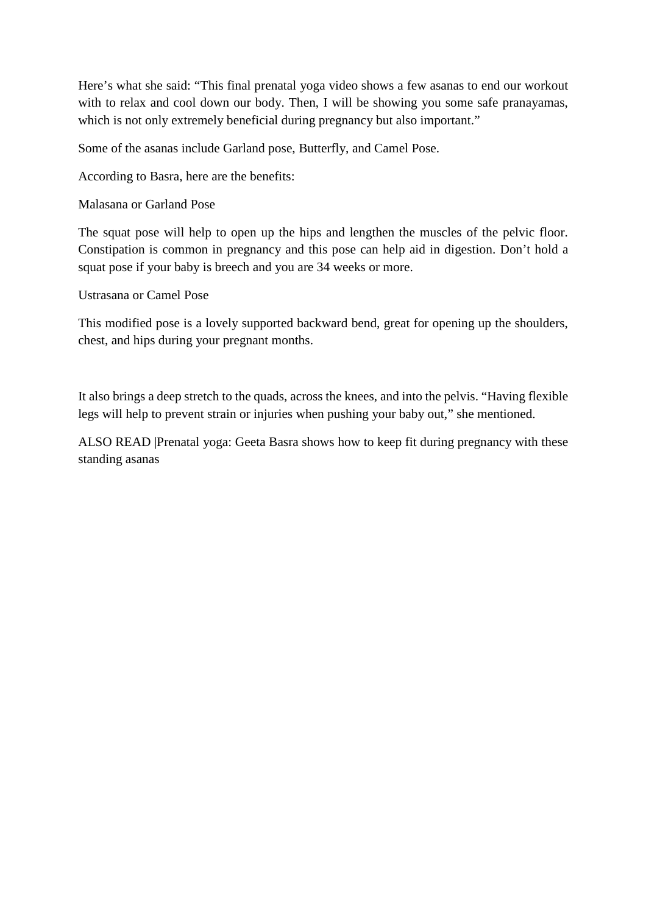Here's what she said: "This final prenatal yoga video shows a few asanas to end our workout with to relax and cool down our body. Then, I will be showing you some safe pranayamas, which is not only extremely beneficial during pregnancy but also important."

Some of the asanas include Garland pose, Butterfly, and Camel Pose.

According to Basra, here are the benefits:

Malasana or Garland Pose

The squat pose will help to open up the hips and lengthen the muscles of the pelvic floor. Constipation is common in pregnancy and this pose can help aid in digestion. Don't hold a squat pose if your baby is breech and you are 34 weeks or more.

Ustrasana or Camel Pose

This modified pose is a lovely supported backward bend, great for opening up the shoulders, chest, and hips during your pregnant months.

It also brings a deep stretch to the quads, across the knees, and into the pelvis. "Having flexible legs will help to prevent strain or injuries when pushing your baby out," she mentioned.

ALSO READ |Prenatal yoga: Geeta Basra shows how to keep fit during pregnancy with these standing asanas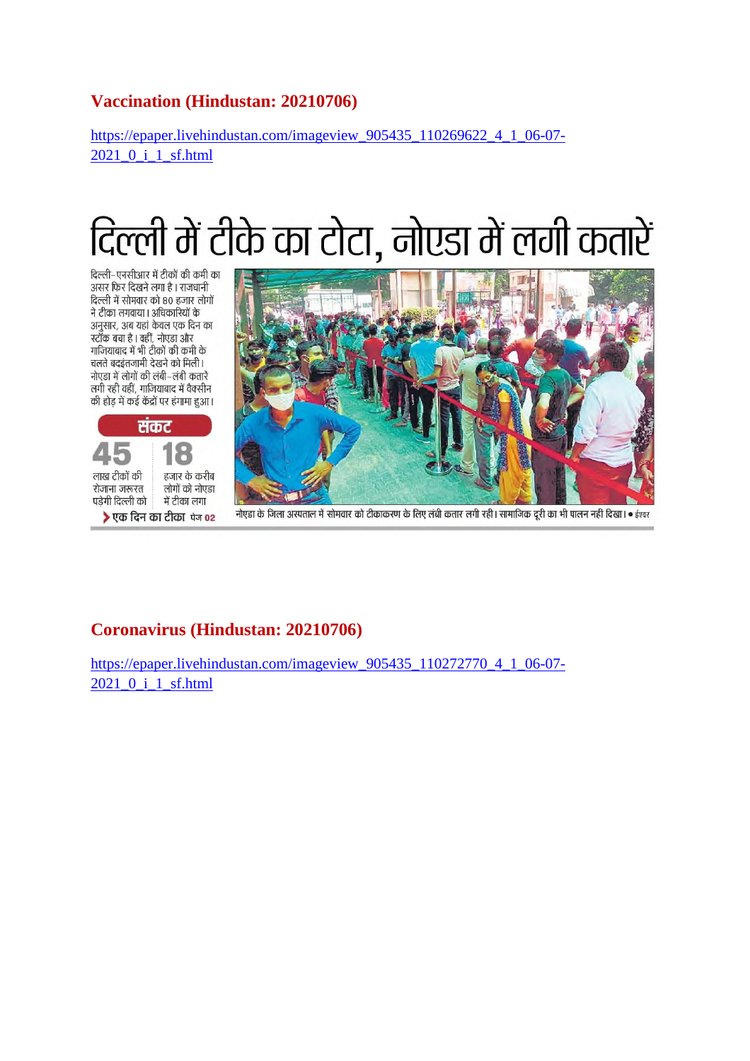## Vaccination (Hindustan: 20210706)

https://epaper.livehindustan.com/imageview_905435_110269622_4_1_06-07-2021_0_i_1_sf.html

# दिल्ली में टीके का टोटा, नोएडा में लगी कतारें

दिल्ली-एनसीआर में टीकों की कमी का असर फिर दिखने लगा है। राजधानी दिल्ली में सोमवार को 80 हजार लोगों ने टीका लगवाया। अधिकारियों के अनुसार, अब यहां केवल एक दिन का स्टॉक बचा है। वहीं, नोएडा और गाजियाबाद में भी टीकों की कमी के चलते बदइंतजामी देखने को मिली। नोएडा में लोगों की लंबी-लंबी कतारें लगी रही वहीं, गाजियाबाद में वैक्सीन की होड़ में कई केंद्रों पर हंगामा हुआ।

**संकट**

**45** लाख टीकों की रोजाना जरूरत पड़ेगी दिल्ली को

**18** हजार के करीब लोगों को नोएडा में टीका लगा

> एक दिन का टीका पेज 02

नोएडा के जिला अस्पताल में सोमवार को टीकाकरण के लिए लंबी कतार लगी रही। सामाजिक दूरी का भी पालन नहीं दिखा। • ईश्वर

## Coronavirus (Hindustan: 20210706)

https://epaper.livehindustan.com/imageview_905435_110272770_4_1_06-07-2021_0_i_1_sf.html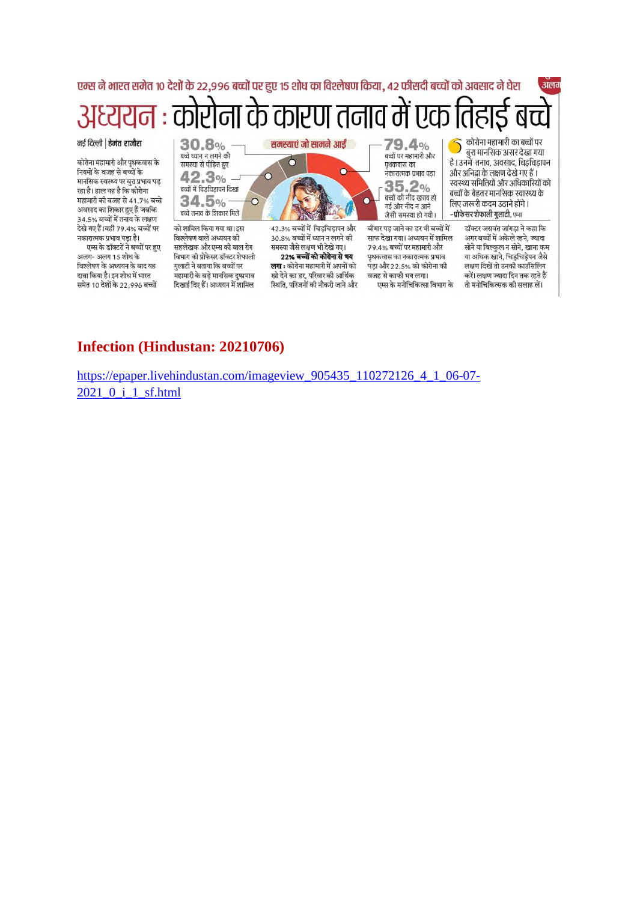एम्स ने भारत समेत 10 देशों के 22,996 बच्चों पर हुए 15 शोध का विश्लेषण किया, 42 फीसदी बच्चों को अवसाद ने घेरा

# अध्ययन : कोरोना के कारण तनाव में एक तिहाई बच्चे

नई दिल्ली | हेमंत राजौरा

कोरोना महामारी और पृथकवास के नियमों के वजह से बच्चों के मानसिक स्वास्थ्य पर बुरा प्रभाव पड़ रहा है। हाल यह है कि कोरोना महामारी की वजह से 41.7% बच्चे अवसाद का शिकार हुए हैं जबकि 34.5% बच्चों में तनाव के लक्षण देखे गए है। वहीं 79.4% बच्चों पर नकारात्मक प्रभाव पड़ा है।

एम्स के डॉक्टरों ने बच्चों पर हुए अलग- अलग 15 शोध के विश्लेषण के अध्ययन के बाद यह दावा किया है। इन शोध में भारत समेत 10 देशों के 22,996 बच्चों को शामिल किया गया था। इस विश्लेषण वाले अध्ययन की सहलेखक और एम्स की बाल रोग विभाग की प्रोफेसर डॉक्टर शेफाली गुलाटी ने बताया कि बच्चों पर महामारी के बड़े मानसिक दुष्प्रभाव दिखाई दिए हैं। अध्ययन में शामिल 42.3% बच्चों में चिड़चिड़ापन और 30.8% बच्चों में ध्यान न लगने की समस्या जैसे लक्षण भी देखे गए।

**22% बच्चों को कोरोना से भय लगा :** कोरोना महामारी में अपनों को खो देने का डर, परिवार की आर्थिक स्थिति, परिजनों की नौकरी जाने और बीमार पड़ जाने का डर भी बच्चों में साफ देखा गया। अध्ययन में शामिल 79.4% बच्चों पर महामारी और पृथकवास का नकारात्मक प्रभाव पड़ा और 22.5% को कोरोना की वजह से काफी भय लगा।

एम्स के मनोचिकित्सा विभाग के डॉक्टर जसवंत जांगड़ा ने कहा कि अगर बच्चों में अकेले रहने, ज्यादा सोने या बिल्कुल न सोने, खाना कम या अधिक खाने, चिड़चिड़ेपन जैसे लक्षण दिखें तो उनकी काउंसिलिंग करें। लक्षण ज्यादा दिन तक रहते हैं तो मनोचिकित्सक की सलाह लें।

**समस्याएं जो सामने आईं**

- **30.8%** बच्चे ध्यान न लगने की समस्या से पीड़ित हुए
- **42.3%** बच्चों में चिड़चिड़ापन दिखा
- **34.5%** बच्चे तनाव के शिकार मिले
- **79.4%** बच्चों पर महामारी और पृथकवास का नकारात्मक प्रभाव पड़ा
- **35.2%** बच्चों की नींद खराब हो गई और नींद न आने जैसी समस्या हो गयी।

कोरोना महामारी का बच्चों पर बुरा मानसिक असर देखा गया है। उनमें तनाव, अवसाद, चिड़चिड़ापन और अनिद्रा के लक्षण देखे गए हैं। स्वस्थ्य समितियों और अधिकारियों को बच्चों के बेहतर मानसिक स्वास्थ्य के लिए जरूरी कदम उठाने होंगे।
-प्रोफेसर शेफाली गुलाटी, एम्स

## Infection (Hindustan: 20210706)

https://epaper.livehindustan.com/imageview_905435_110272126_4_1_06-07-2021_0_i_1_sf.html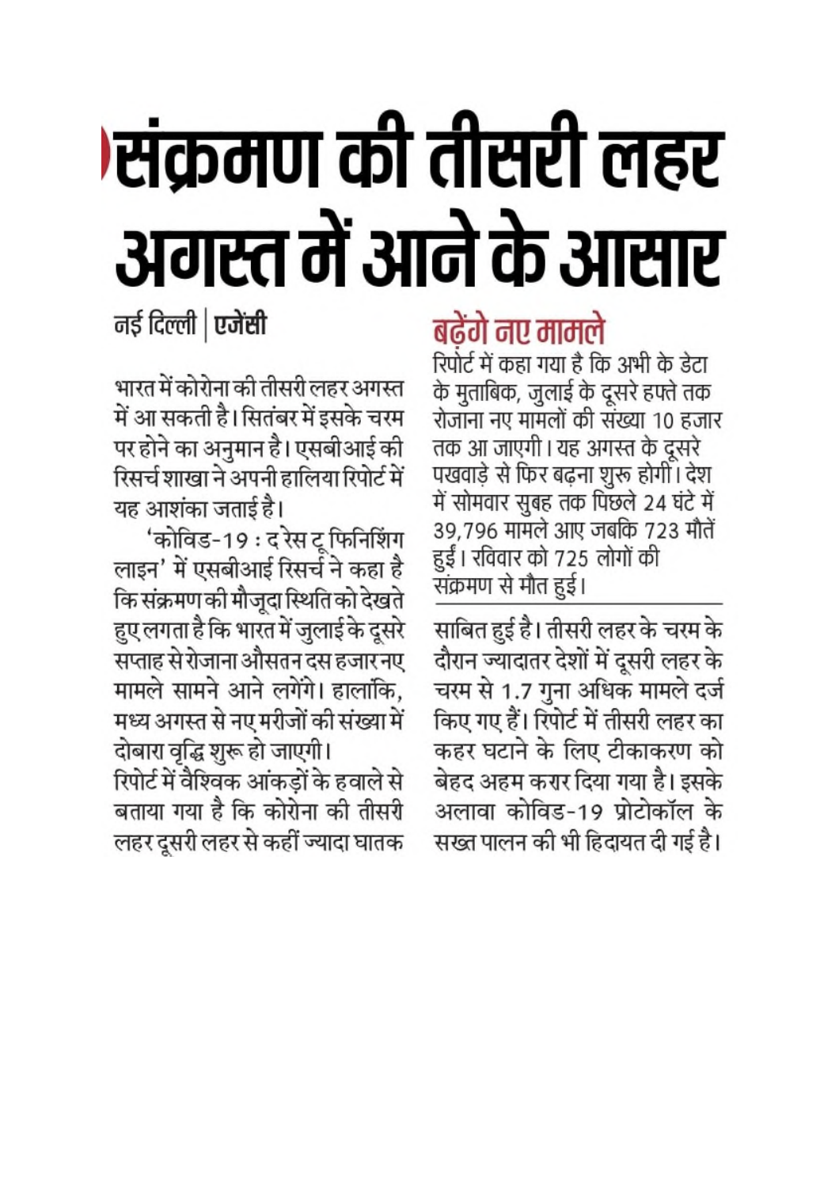# संक्रमण की तीसरी लहर अगस्त में आने के आसार

नई दिल्ली | **एजेंसी**

भारत में कोरोना की तीसरी लहर अगस्त में आ सकती है। सितंबर में इसके चरम पर होने का अनुमान है। एसबीआई की रिसर्च शाखा ने अपनी हालिया रिपोर्ट में यह आशंका जताई है।

'कोविड-19 : द रेस टू फिनिशिंग लाइन' में एसबीआई रिसर्च ने कहा है कि संक्रमण की मौजूदा स्थिति को देखते हुए लगता है कि भारत में जुलाई के दूसरे सप्ताह से रोजाना औसतन दस हजार नए मामले सामने आने लगेंगे। हालांकि, मध्य अगस्त से नए मरीजों की संख्या में दोबारा वृद्धि शुरू हो जाएगी।

रिपोर्ट में वैश्विक आंकड़ों के हवाले से बताया गया है कि कोरोना की तीसरी लहर दूसरी लहर से कहीं ज्यादा घातक साबित हुई है। तीसरी लहर के चरम के दौरान ज्यादातर देशों में दूसरी लहर के चरम से 1.7 गुना अधिक मामले दर्ज किए गए हैं। रिपोर्ट में तीसरी लहर का कहर घटाने के लिए टीकाकरण को बेहद अहम करार दिया गया है। इसके अलावा कोविड-19 प्रोटोकॉल के सख्त पालन की भी हिदायत दी गई है।

## बढ़ेंगे नए मामले

रिपोर्ट में कहा गया है कि अभी के डेटा के मुताबिक, जुलाई के दूसरे हफ्ते तक रोजाना नए मामलों की संख्या 10 हजार तक आ जाएगी। यह अगस्त के दूसरे पखवाड़े से फिर बढ़ना शुरू होगी। देश में सोमवार सुबह तक पिछले 24 घंटे में 39,796 मामले आए जबकि 723 मौतें हुईं। रविवार को 725 लोगों की संक्रमण से मौत हुई।